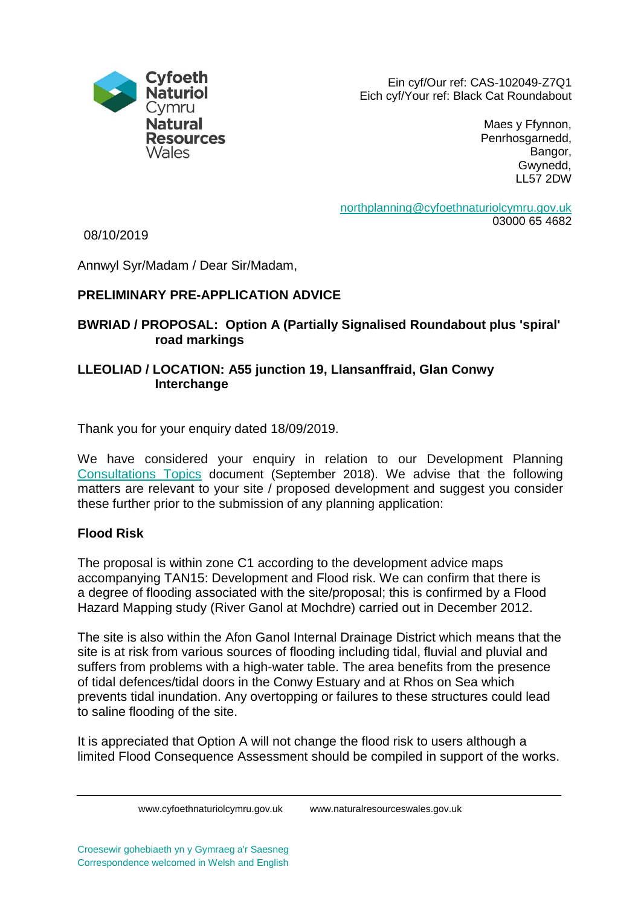Cyfoeth Naturiol Cymru
Natural Resources Wales

Ein cyf/Our ref: CAS-102049-Z7Q1
Eich cyf/Your ref: Black Cat Roundabout

Maes y Ffynnon,
Penrhosgarnedd,
Bangor,
Gwynedd,
LL57 2DW

northplanning@cyfoethnaturiolcymru.gov.uk
03000 65 4682

08/10/2019

Annwyl Syr/Madam / Dear Sir/Madam,

**PRELIMINARY PRE-APPLICATION ADVICE**

**BWRIAD / PROPOSAL: Option A (Partially Signalised Roundabout plus 'spiral' road markings**

**LLEOLIAD / LOCATION: A55 junction 19, Llansanffraid, Glan Conwy Interchange**

Thank you for your enquiry dated 18/09/2019.

We have considered your enquiry in relation to our Development Planning Consultations Topics document (September 2018). We advise that the following matters are relevant to your site / proposed development and suggest you consider these further prior to the submission of any planning application:

**Flood Risk**

The proposal is within zone C1 according to the development advice maps accompanying TAN15: Development and Flood risk. We can confirm that there is a degree of flooding associated with the site/proposal; this is confirmed by a Flood Hazard Mapping study (River Ganol at Mochdre) carried out in December 2012.

The site is also within the Afon Ganol Internal Drainage District which means that the site is at risk from various sources of flooding including tidal, fluvial and pluvial and suffers from problems with a high-water table. The area benefits from the presence of tidal defences/tidal doors in the Conwy Estuary and at Rhos on Sea which prevents tidal inundation. Any overtopping or failures to these structures could lead to saline flooding of the site.

It is appreciated that Option A will not change the flood risk to users although a limited Flood Consequence Assessment should be compiled in support of the works.

www.cyfoethnaturiolcymru.gov.uk www.naturalresourceswales.gov.uk

Croesewir gohebiaeth yn y Gymraeg a'r Saesneg
Correspondence welcomed in Welsh and English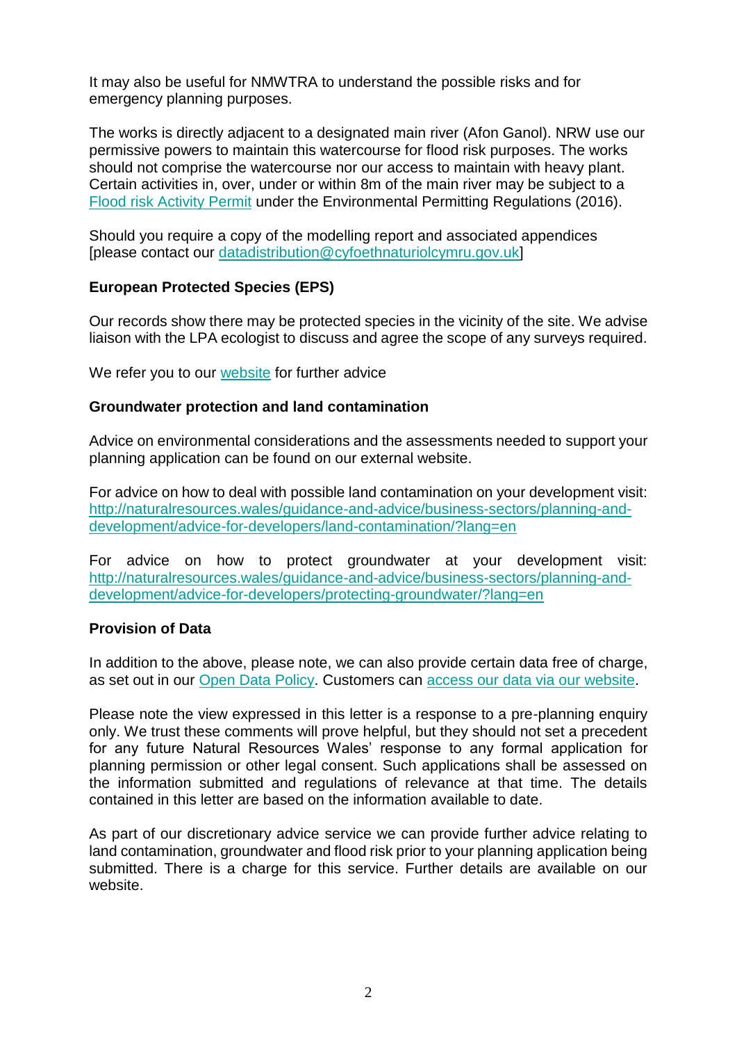It may also be useful for NMWTRA to understand the possible risks and for emergency planning purposes.

The works is directly adjacent to a designated main river (Afon Ganol). NRW use our permissive powers to maintain this watercourse for flood risk purposes. The works should not comprise the watercourse nor our access to maintain with heavy plant. Certain activities in, over, under or within 8m of the main river may be subject to a Flood risk Activity Permit under the Environmental Permitting Regulations (2016).

Should you require a copy of the modelling report and associated appendices [please contact our datadistribution@cyfoethnaturiolcymru.gov.uk]

**European Protected Species (EPS)**

Our records show there may be protected species in the vicinity of the site. We advise liaison with the LPA ecologist to discuss and agree the scope of any surveys required.

We refer you to our website for further advice

**Groundwater protection and land contamination**

Advice on environmental considerations and the assessments needed to support your planning application can be found on our external website.

For advice on how to deal with possible land contamination on your development visit: http://naturalresources.wales/guidance-and-advice/business-sectors/planning-and-development/advice-for-developers/land-contamination/?lang=en

For advice on how to protect groundwater at your development visit: http://naturalresources.wales/guidance-and-advice/business-sectors/planning-and-development/advice-for-developers/protecting-groundwater/?lang=en

**Provision of Data**

In addition to the above, please note, we can also provide certain data free of charge, as set out in our Open Data Policy. Customers can access our data via our website.

Please note the view expressed in this letter is a response to a pre-planning enquiry only. We trust these comments will prove helpful, but they should not set a precedent for any future Natural Resources Wales' response to any formal application for planning permission or other legal consent. Such applications shall be assessed on the information submitted and regulations of relevance at that time. The details contained in this letter are based on the information available to date.

As part of our discretionary advice service we can provide further advice relating to land contamination, groundwater and flood risk prior to your planning application being submitted. There is a charge for this service. Further details are available on our website.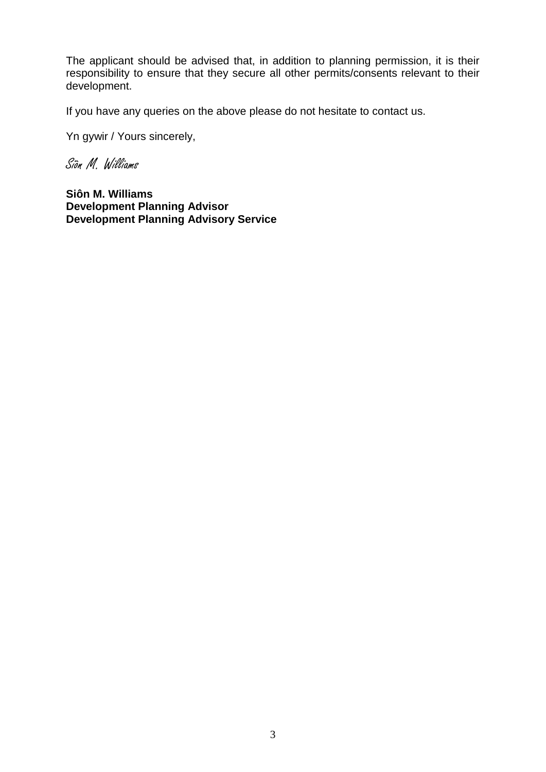The applicant should be advised that, in addition to planning permission, it is their responsibility to ensure that they secure all other permits/consents relevant to their development.

If you have any queries on the above please do not hesitate to contact us.

Yn gywir / Yours sincerely,

*Siôn M. Williams*

**Siôn M. Williams**
**Development Planning Advisor**
**Development Planning Advisory Service**